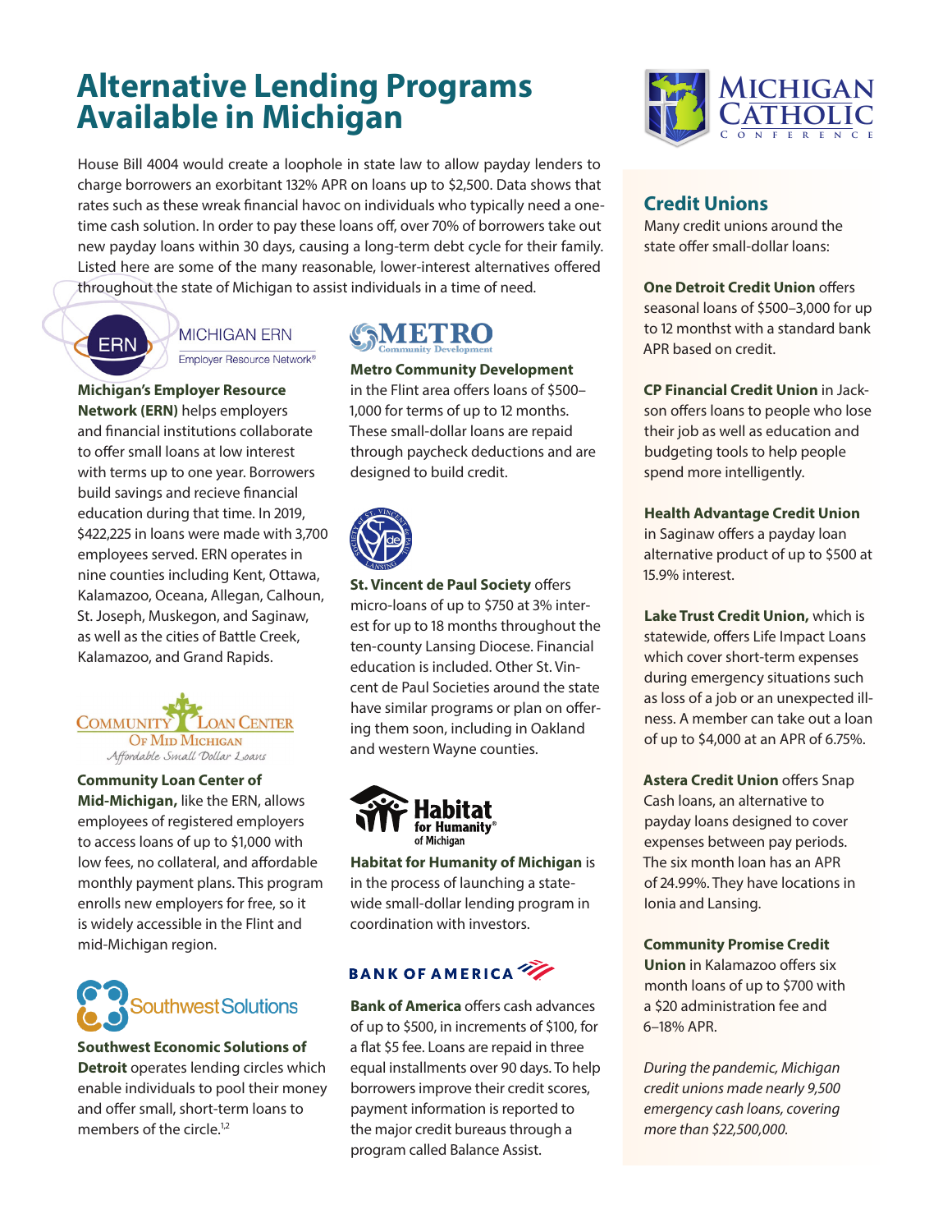# Alternative Lending Programs Available in Michigan

House Bill 4004 would create a loophole in state law to allow payday lenders to charge borrowers an exorbitant 132% APR on loans up to $2,500. Data shows that rates such as these wreak financial havoc on individuals who typically need a one-time cash solution. In order to pay these loans off, over 70% of borrowers take out new payday loans within 30 days, causing a long-term debt cycle for their family. Listed here are some of the many reasonable, lower-interest alternatives offered throughout the state of Michigan to assist individuals in a time of need.

**Michigan's Employer Resource Network (ERN)** helps employers and financial institutions collaborate to offer small loans at low interest with terms up to one year. Borrowers build savings and recieve financial education during that time. In 2019, $422,225 in loans were made with 3,700 employees served. ERN operates in nine counties including Kent, Ottawa, Kalamazoo, Oceana, Allegan, Calhoun, St. Joseph, Muskegon, and Saginaw, as well as the cities of Battle Creek, Kalamazoo, and Grand Rapids.

**Community Loan Center of Mid-Michigan,** like the ERN, allows employees of registered employers to access loans of up to $1,000 with low fees, no collateral, and affordable monthly payment plans. This program enrolls new employers for free, so it is widely accessible in the Flint and mid-Michigan region.

**Southwest Economic Solutions of Detroit** operates lending circles which enable individuals to pool their money and offer small, short-term loans to members of the circle.[1,2]

**Metro Community Development** in the Flint area offers loans of $500–1,000 for terms of up to 12 months. These small-dollar loans are repaid through paycheck deductions and are designed to build credit.

**St. Vincent de Paul Society** offers micro-loans of up to $750 at 3% interest for up to 18 months throughout the ten-county Lansing Diocese. Financial education is included. Other St. Vincent de Paul Societies around the state have similar programs or plan on offering them soon, including in Oakland and western Wayne counties.

**Habitat for Humanity of Michigan** is in the process of launching a statewide small-dollar lending program in coordination with investors.

**Bank of America** offers cash advances of up to $500, in increments of $100, for a flat $5 fee. Loans are repaid in three equal installments over 90 days. To help borrowers improve their credit scores, payment information is reported to the major credit bureaus through a program called Balance Assist.

## Credit Unions

Many credit unions around the state offer small-dollar loans:

**One Detroit Credit Union** offers seasonal loans of $500–3,000 for up to 12 monthst with a standard bank APR based on credit.

**CP Financial Credit Union** in Jackson offers loans to people who lose their job as well as education and budgeting tools to help people spend more intelligently.

**Health Advantage Credit Union** in Saginaw offers a payday loan alternative product of up to $500 at 15.9% interest.

**Lake Trust Credit Union,** which is statewide, offers Life Impact Loans which cover short-term expenses during emergency situations such as loss of a job or an unexpected illness. A member can take out a loan of up to $4,000 at an APR of 6.75%.

**Astera Credit Union** offers Snap Cash loans, an alternative to payday loans designed to cover expenses between pay periods. The six month loan has an APR of 24.99%. They have locations in Ionia and Lansing.

**Community Promise Credit Union** in Kalamazoo offers six month loans of up to $700 with a $20 administration fee and 6–18% APR.

*During the pandemic, Michigan credit unions made nearly 9,500 emergency cash loans, covering more than $22,500,000.*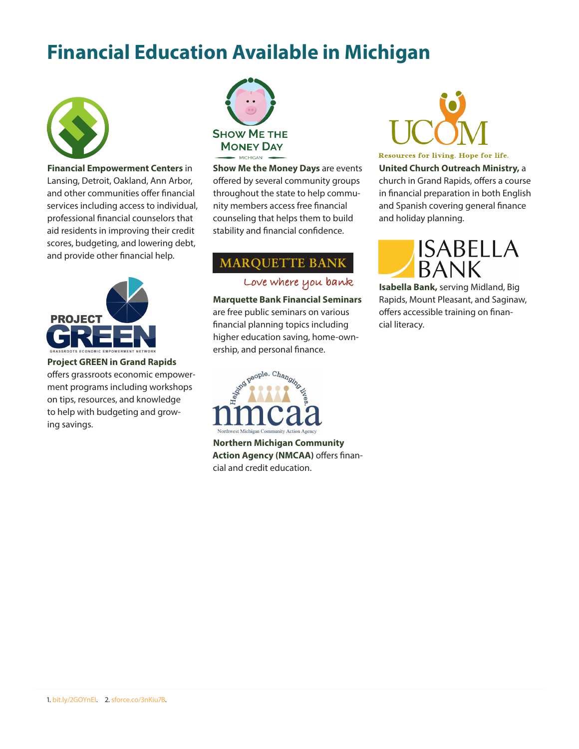# Financial Education Available in Michigan

**Financial Empowerment Centers** in Lansing, Detroit, Oakland, Ann Arbor, and other communities offer financial services including access to individual, professional financial counselors that aid residents in improving their credit scores, budgeting, and lowering debt, and provide other financial help.

**Project GREEN in Grand Rapids** offers grassroots economic empowerment programs including workshops on tips, resources, and knowledge to help with budgeting and growing savings.

**Show Me the Money Days** are events offered by several community groups throughout the state to help community members access free financial counseling that helps them to build stability and financial confidence.

**Marquette Bank Financial Seminars** are free public seminars on various financial planning topics including higher education saving, home-ownership, and personal finance.

**Northern Michigan Community Action Agency (NMCAA)** offers financial and credit education.

**United Church Outreach Ministry,** a church in Grand Rapids, offers a course in financial preparation in both English and Spanish covering general finance and holiday planning.

**Isabella Bank,** serving Midland, Big Rapids, Mount Pleasant, and Saginaw, offers accessible training on financial literacy.

1. bit.ly/2GOYnEl. 2. sforce.co/3nKiu7B.